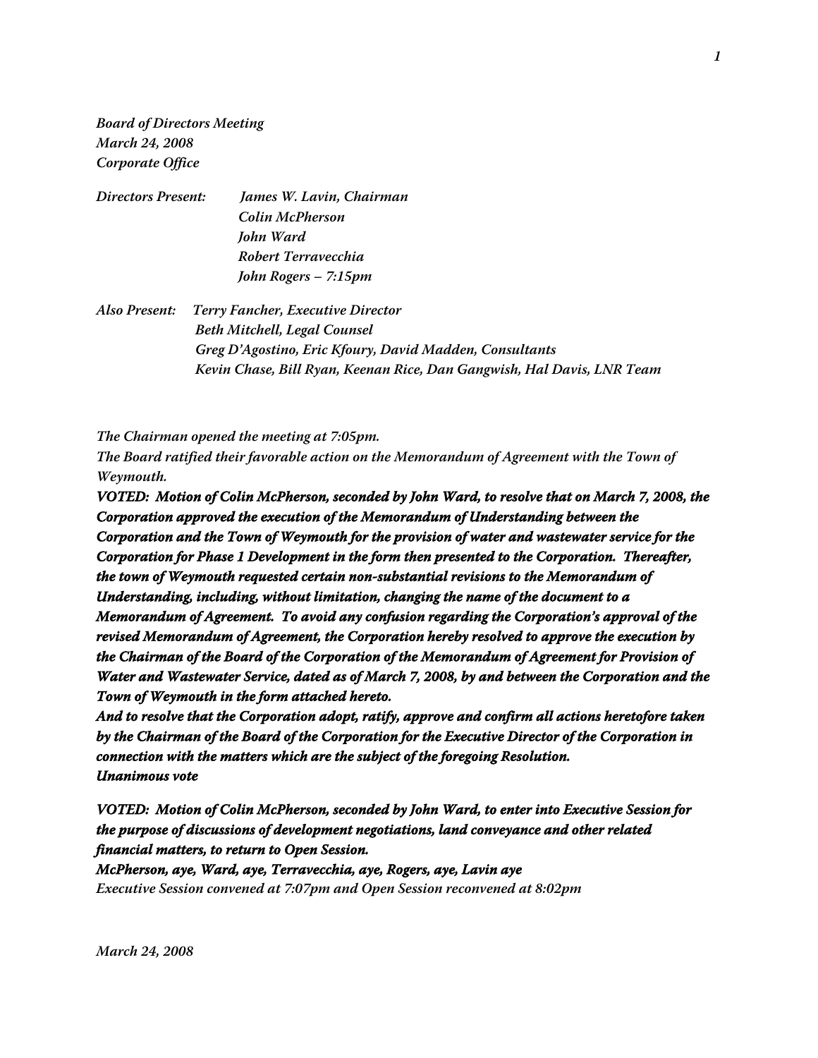*Board of Directors Meeting*
*March 24, 2008*
*Corporate Office*

*Directors Present:* *James W. Lavin, Chairman*
*Colin McPherson*
*John Ward*
*Robert Terravecchia*
*John Rogers – 7:15pm*

*Also Present:* *Terry Fancher, Executive Director*
*Beth Mitchell, Legal Counsel*
*Greg D'Agostino, Eric Kfoury, David Madden, Consultants*
*Kevin Chase, Bill Ryan, Keenan Rice, Dan Gangwish, Hal Davis, LNR Team*

*The Chairman opened the meeting at 7:05pm.*
*The Board ratified their favorable action on the Memorandum of Agreement with the Town of Weymouth.*

***VOTED: Motion of Colin McPherson, seconded by John Ward, to resolve that on March 7, 2008, the Corporation approved the execution of the Memorandum of Understanding between the Corporation and the Town of Weymouth for the provision of water and wastewater service for the Corporation for Phase 1 Development in the form then presented to the Corporation. Thereafter, the town of Weymouth requested certain non-substantial revisions to the Memorandum of Understanding, including, without limitation, changing the name of the document to a Memorandum of Agreement. To avoid any confusion regarding the Corporation's approval of the revised Memorandum of Agreement, the Corporation hereby resolved to approve the execution by the Chairman of the Board of the Corporation of the Memorandum of Agreement for Provision of Water and Wastewater Service, dated as of March 7, 2008, by and between the Corporation and the Town of Weymouth in the form attached hereto.***
***And to resolve that the Corporation adopt, ratify, approve and confirm all actions heretofore taken by the Chairman of the Board of the Corporation for the Executive Director of the Corporation in connection with the matters which are the subject of the foregoing Resolution.***
***Unanimous vote***

***VOTED: Motion of Colin McPherson, seconded by John Ward, to enter into Executive Session for the purpose of discussions of development negotiations, land conveyance and other related financial matters, to return to Open Session.***
***McPherson, aye, Ward, aye, Terravecchia, aye, Rogers, aye, Lavin aye***
*Executive Session convened at 7:07pm and Open Session reconvened at 8:02pm*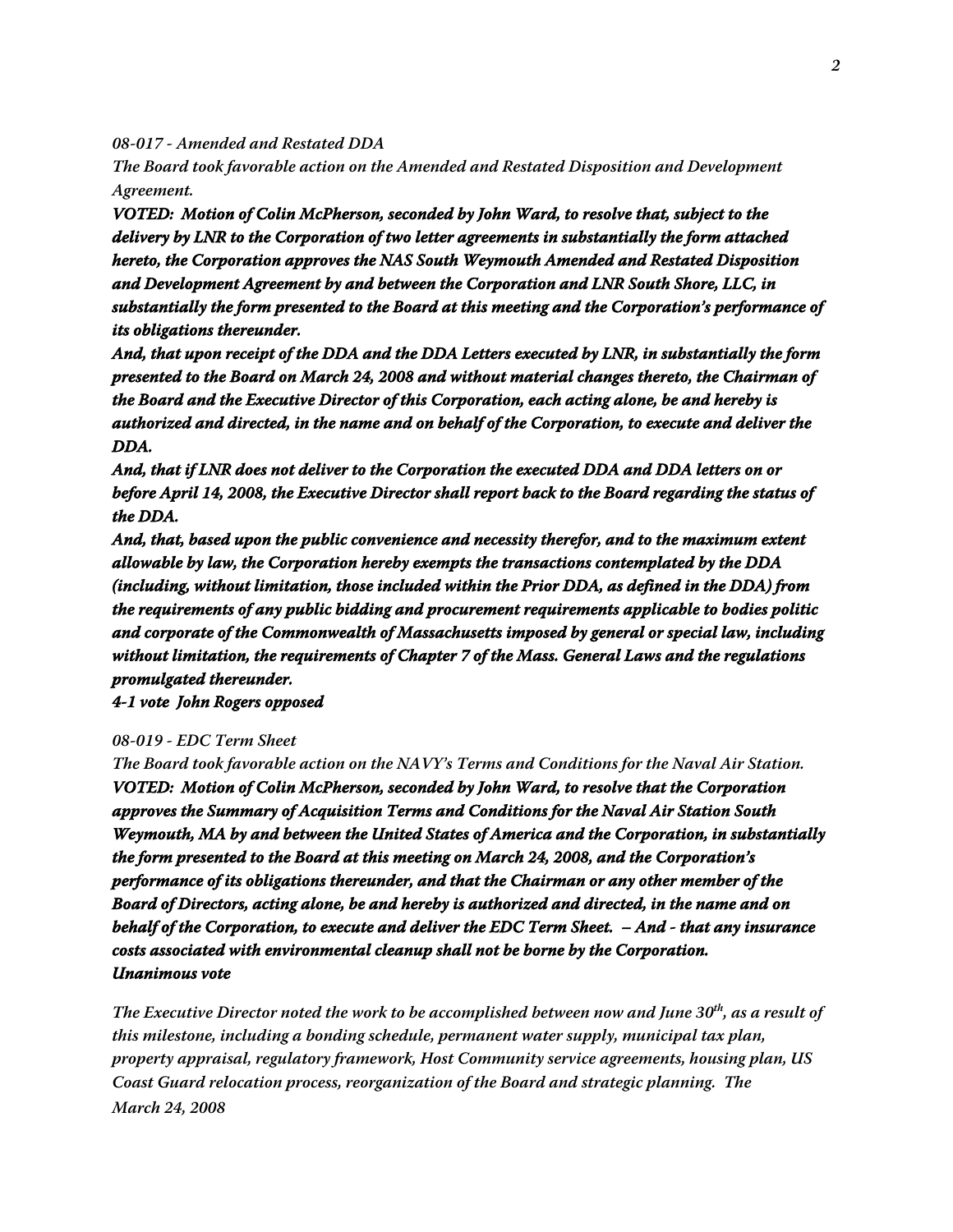*08-017 - Amended and Restated DDA*

*The Board took favorable action on the Amended and Restated Disposition and Development Agreement.*

***VOTED: Motion of Colin McPherson, seconded by John Ward, to resolve that, subject to the delivery by LNR to the Corporation of two letter agreements in substantially the form attached hereto, the Corporation approves the NAS South Weymouth Amended and Restated Disposition and Development Agreement by and between the Corporation and LNR South Shore, LLC, in substantially the form presented to the Board at this meeting and the Corporation's performance of its obligations thereunder.***

***And, that upon receipt of the DDA and the DDA Letters executed by LNR, in substantially the form presented to the Board on March 24, 2008 and without material changes thereto, the Chairman of the Board and the Executive Director of this Corporation, each acting alone, be and hereby is authorized and directed, in the name and on behalf of the Corporation, to execute and deliver the DDA.***

***And, that if LNR does not deliver to the Corporation the executed DDA and DDA letters on or before April 14, 2008, the Executive Director shall report back to the Board regarding the status of the DDA.***

***And, that, based upon the public convenience and necessity therefor, and to the maximum extent allowable by law, the Corporation hereby exempts the transactions contemplated by the DDA (including, without limitation, those included within the Prior DDA, as defined in the DDA) from the requirements of any public bidding and procurement requirements applicable to bodies politic and corporate of the Commonwealth of Massachusetts imposed by general or special law, including without limitation, the requirements of Chapter 7 of the Mass. General Laws and the regulations promulgated thereunder.***

***4-1 vote John Rogers opposed***

*08-019 - EDC Term Sheet*

*The Board took favorable action on the NAVY's Terms and Conditions for the Naval Air Station.*

***VOTED: Motion of Colin McPherson, seconded by John Ward, to resolve that the Corporation approves the Summary of Acquisition Terms and Conditions for the Naval Air Station South Weymouth, MA by and between the United States of America and the Corporation, in substantially the form presented to the Board at this meeting on March 24, 2008, and the Corporation's performance of its obligations thereunder, and that the Chairman or any other member of the Board of Directors, acting alone, be and hereby is authorized and directed, in the name and on behalf of the Corporation, to execute and deliver the EDC Term Sheet. – And - that any insurance costs associated with environmental cleanup shall not be borne by the Corporation.***

***Unanimous vote***

*The Executive Director noted the work to be accomplished between now and June 30th, as a result of this milestone, including a bonding schedule, permanent water supply, municipal tax plan, property appraisal, regulatory framework, Host Community service agreements, housing plan, US Coast Guard relocation process, reorganization of the Board and strategic planning. The*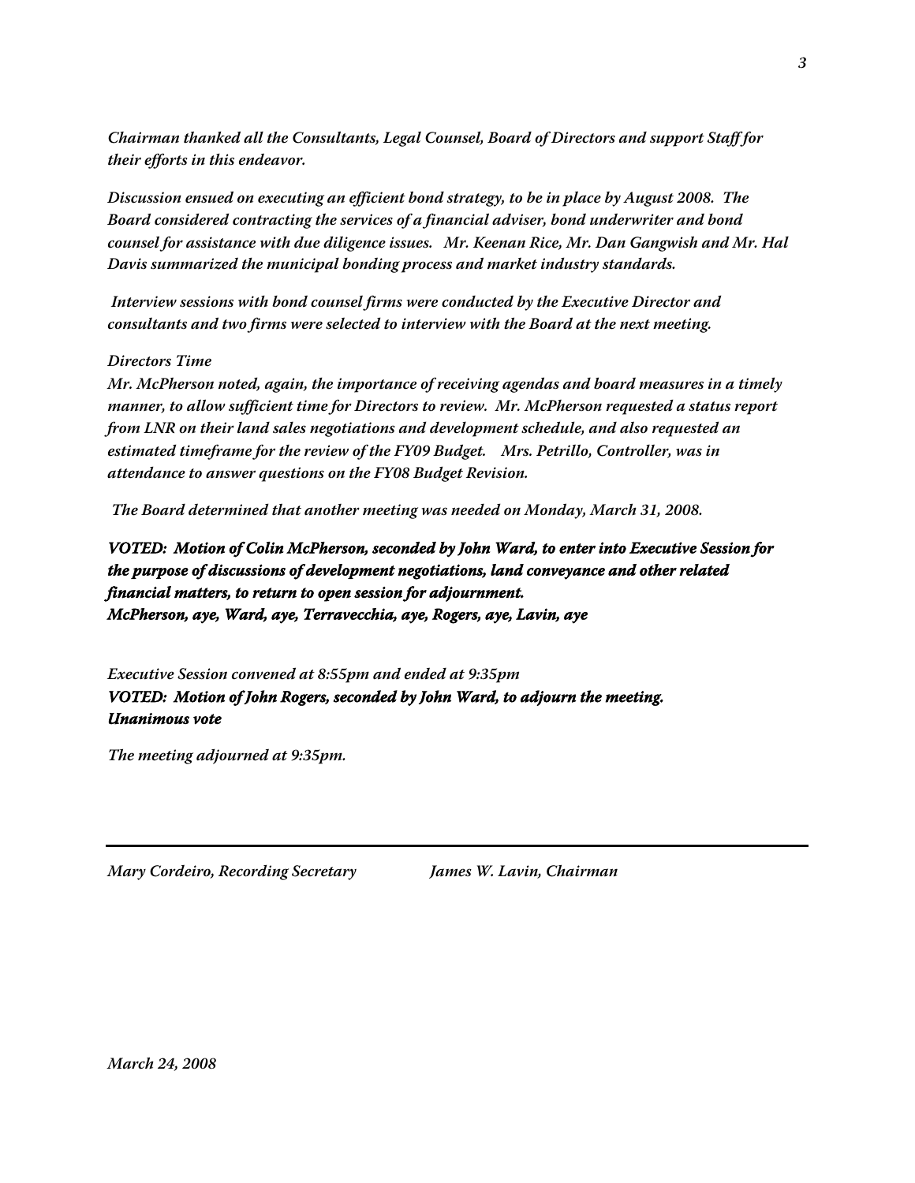*Chairman thanked all the Consultants, Legal Counsel, Board of Directors and support Staff for their efforts in this endeavor.*

*Discussion ensued on executing an efficient bond strategy, to be in place by August 2008. The Board considered contracting the services of a financial adviser, bond underwriter and bond counsel for assistance with due diligence issues. Mr. Keenan Rice, Mr. Dan Gangwish and Mr. Hal Davis summarized the municipal bonding process and market industry standards.*

*Interview sessions with bond counsel firms were conducted by the Executive Director and consultants and two firms were selected to interview with the Board at the next meeting.*

*Directors Time*
*Mr. McPherson noted, again, the importance of receiving agendas and board measures in a timely manner, to allow sufficient time for Directors to review. Mr. McPherson requested a status report from LNR on their land sales negotiations and development schedule, and also requested an estimated timeframe for the review of the FY09 Budget. Mrs. Petrillo, Controller, was in attendance to answer questions on the FY08 Budget Revision.*

*The Board determined that another meeting was needed on Monday, March 31, 2008.*

***VOTED: Motion of Colin McPherson, seconded by John Ward, to enter into Executive Session for the purpose of discussions of development negotiations, land conveyance and other related financial matters, to return to open session for adjournment.***
***McPherson, aye, Ward, aye, Terravecchia, aye, Rogers, aye, Lavin, aye***

*Executive Session convened at 8:55pm and ended at 9:35pm*
***VOTED: Motion of John Rogers, seconded by John Ward, to adjourn the meeting.***
***Unanimous vote***

*The meeting adjourned at 9:35pm.*

---

*Mary Cordeiro, Recording Secretary* *James W. Lavin, Chairman*

*March 24, 2008*